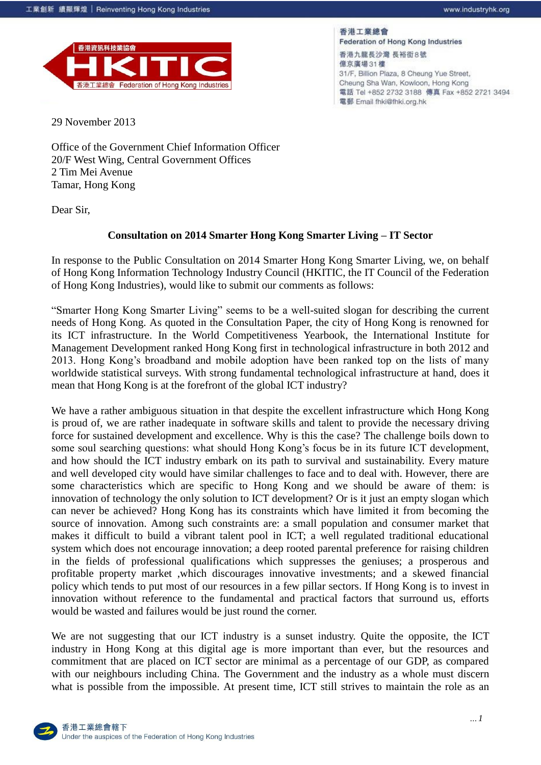香港資訊科技業協會

HKITIC

香港工業總會 Federation of Hong Kong Industries

香港工業總會
Federation of Hong Kong Industries
香港九龍長沙灣 長裕街8號
億京廣場31樓
31/F, Billion Plaza, 8 Cheung Yue Street,
Cheung Sha Wan, Kowloon, Hong Kong
電話 Tel +852 2732 3188 傳真 Fax +852 2721 3494
電郵 Email fhki@fhki.org.hk

29 November 2013

Office of the Government Chief Information Officer
20/F West Wing, Central Government Offices
2 Tim Mei Avenue
Tamar, Hong Kong

Dear Sir,

**Consultation on 2014 Smarter Hong Kong Smarter Living – IT Sector**

In response to the Public Consultation on 2014 Smarter Hong Kong Smarter Living, we, on behalf of Hong Kong Information Technology Industry Council (HKITIC, the IT Council of the Federation of Hong Kong Industries), would like to submit our comments as follows:

"Smarter Hong Kong Smarter Living" seems to be a well-suited slogan for describing the current needs of Hong Kong. As quoted in the Consultation Paper, the city of Hong Kong is renowned for its ICT infrastructure. In the World Competitiveness Yearbook, the International Institute for Management Development ranked Hong Kong first in technological infrastructure in both 2012 and 2013. Hong Kong's broadband and mobile adoption have been ranked top on the lists of many worldwide statistical surveys. With strong fundamental technological infrastructure at hand, does it mean that Hong Kong is at the forefront of the global ICT industry?

We have a rather ambiguous situation in that despite the excellent infrastructure which Hong Kong is proud of, we are rather inadequate in software skills and talent to provide the necessary driving force for sustained development and excellence. Why is this the case? The challenge boils down to some soul searching questions: what should Hong Kong's focus be in its future ICT development, and how should the ICT industry embark on its path to survival and sustainability. Every mature and well developed city would have similar challenges to face and to deal with. However, there are some characteristics which are specific to Hong Kong and we should be aware of them: is innovation of technology the only solution to ICT development? Or is it just an empty slogan which can never be achieved? Hong Kong has its constraints which have limited it from becoming the source of innovation. Among such constraints are: a small population and consumer market that makes it difficult to build a vibrant talent pool in ICT; a well regulated traditional educational system which does not encourage innovation; a deep rooted parental preference for raising children in the fields of professional qualifications which suppresses the geniuses; a prosperous and profitable property market ,which discourages innovative investments; and a skewed financial policy which tends to put most of our resources in a few pillar sectors. If Hong Kong is to invest in innovation without reference to the fundamental and practical factors that surround us, efforts would be wasted and failures would be just round the corner.

We are not suggesting that our ICT industry is a sunset industry. Quite the opposite, the ICT industry in Hong Kong at this digital age is more important than ever, but the resources and commitment that are placed on ICT sector are minimal as a percentage of our GDP, as compared with our neighbours including China. The Government and the industry as a whole must discern what is possible from the impossible. At present time, ICT still strives to maintain the role as an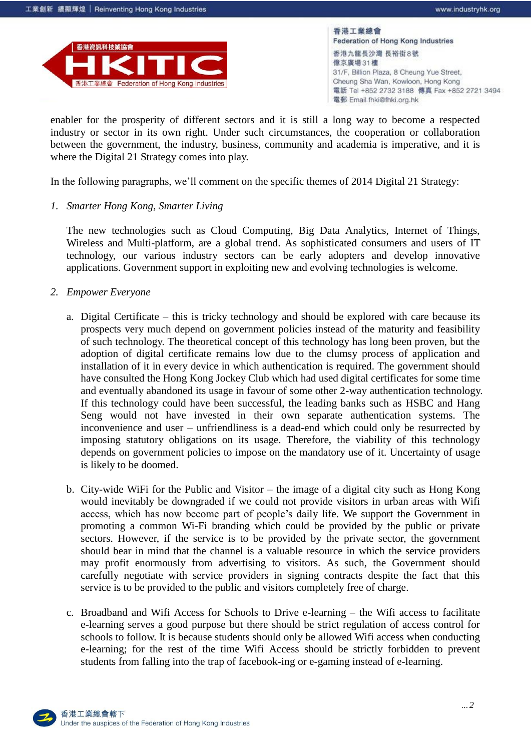enabler for the prosperity of different sectors and it is still a long way to become a respected industry or sector in its own right. Under such circumstances, the cooperation or collaboration between the government, the industry, business, community and academia is imperative, and it is where the Digital 21 Strategy comes into play.

In the following paragraphs, we'll comment on the specific themes of 2014 Digital 21 Strategy:

1. *Smarter Hong Kong, Smarter Living*

   The new technologies such as Cloud Computing, Big Data Analytics, Internet of Things, Wireless and Multi-platform, are a global trend. As sophisticated consumers and users of IT technology, our various industry sectors can be early adopters and develop innovative applications. Government support in exploiting new and evolving technologies is welcome.

2. *Empower Everyone*

   a. Digital Certificate – this is tricky technology and should be explored with care because its prospects very much depend on government policies instead of the maturity and feasibility of such technology. The theoretical concept of this technology has long been proven, but the adoption of digital certificate remains low due to the clumsy process of application and installation of it in every device in which authentication is required. The government should have consulted the Hong Kong Jockey Club which had used digital certificates for some time and eventually abandoned its usage in favour of some other 2-way authentication technology. If this technology could have been successful, the leading banks such as HSBC and Hang Seng would not have invested in their own separate authentication systems. The inconvenience and user – unfriendliness is a dead-end which could only be resurrected by imposing statutory obligations on its usage. Therefore, the viability of this technology depends on government policies to impose on the mandatory use of it. Uncertainty of usage is likely to be doomed.

   b. City-wide WiFi for the Public and Visitor – the image of a digital city such as Hong Kong would inevitably be downgraded if we could not provide visitors in urban areas with Wifi access, which has now become part of people's daily life. We support the Government in promoting a common Wi-Fi branding which could be provided by the public or private sectors. However, if the service is to be provided by the private sector, the government should bear in mind that the channel is a valuable resource in which the service providers may profit enormously from advertising to visitors. As such, the Government should carefully negotiate with service providers in signing contracts despite the fact that this service is to be provided to the public and visitors completely free of charge.

   c. Broadband and Wifi Access for Schools to Drive e-learning – the Wifi access to facilitate e-learning serves a good purpose but there should be strict regulation of access control for schools to follow. It is because students should only be allowed Wifi access when conducting e-learning; for the rest of the time Wifi Access should be strictly forbidden to prevent students from falling into the trap of facebook-ing or e-gaming instead of e-learning.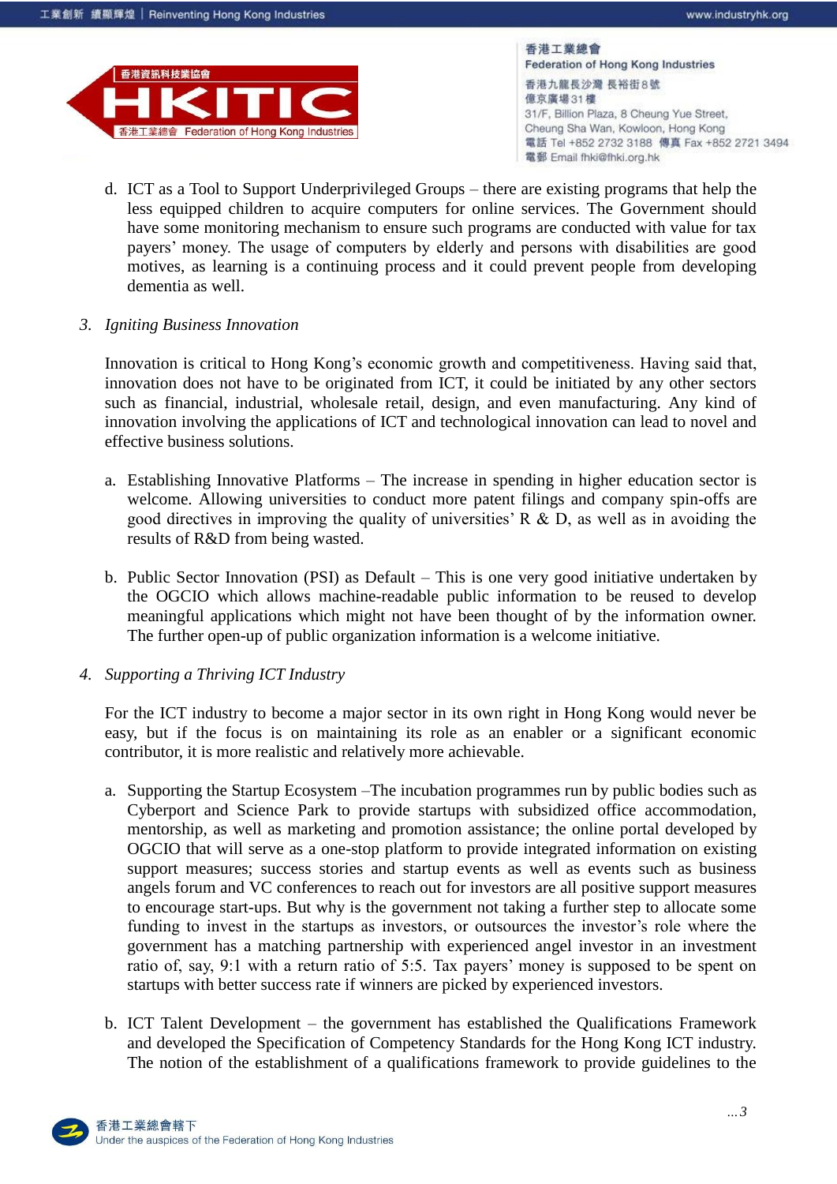d. ICT as a Tool to Support Underprivileged Groups – there are existing programs that help the less equipped children to acquire computers for online services. The Government should have some monitoring mechanism to ensure such programs are conducted with value for tax payers' money. The usage of computers by elderly and persons with disabilities are good motives, as learning is a continuing process and it could prevent people from developing dementia as well.

3. *Igniting Business Innovation*

Innovation is critical to Hong Kong's economic growth and competitiveness. Having said that, innovation does not have to be originated from ICT, it could be initiated by any other sectors such as financial, industrial, wholesale retail, design, and even manufacturing. Any kind of innovation involving the applications of ICT and technological innovation can lead to novel and effective business solutions.

a. Establishing Innovative Platforms – The increase in spending in higher education sector is welcome. Allowing universities to conduct more patent filings and company spin-offs are good directives in improving the quality of universities' R & D, as well as in avoiding the results of R&D from being wasted.

b. Public Sector Innovation (PSI) as Default – This is one very good initiative undertaken by the OGCIO which allows machine-readable public information to be reused to develop meaningful applications which might not have been thought of by the information owner. The further open-up of public organization information is a welcome initiative.

4. *Supporting a Thriving ICT Industry*

For the ICT industry to become a major sector in its own right in Hong Kong would never be easy, but if the focus is on maintaining its role as an enabler or a significant economic contributor, it is more realistic and relatively more achievable.

a. Supporting the Startup Ecosystem –The incubation programmes run by public bodies such as Cyberport and Science Park to provide startups with subsidized office accommodation, mentorship, as well as marketing and promotion assistance; the online portal developed by OGCIO that will serve as a one-stop platform to provide integrated information on existing support measures; success stories and startup events as well as events such as business angels forum and VC conferences to reach out for investors are all positive support measures to encourage start-ups. But why is the government not taking a further step to allocate some funding to invest in the startups as investors, or outsources the investor's role where the government has a matching partnership with experienced angel investor in an investment ratio of, say, 9:1 with a return ratio of 5:5. Tax payers' money is supposed to be spent on startups with better success rate if winners are picked by experienced investors.

b. ICT Talent Development – the government has established the Qualifications Framework and developed the Specification of Competency Standards for the Hong Kong ICT industry. The notion of the establishment of a qualifications framework to provide guidelines to the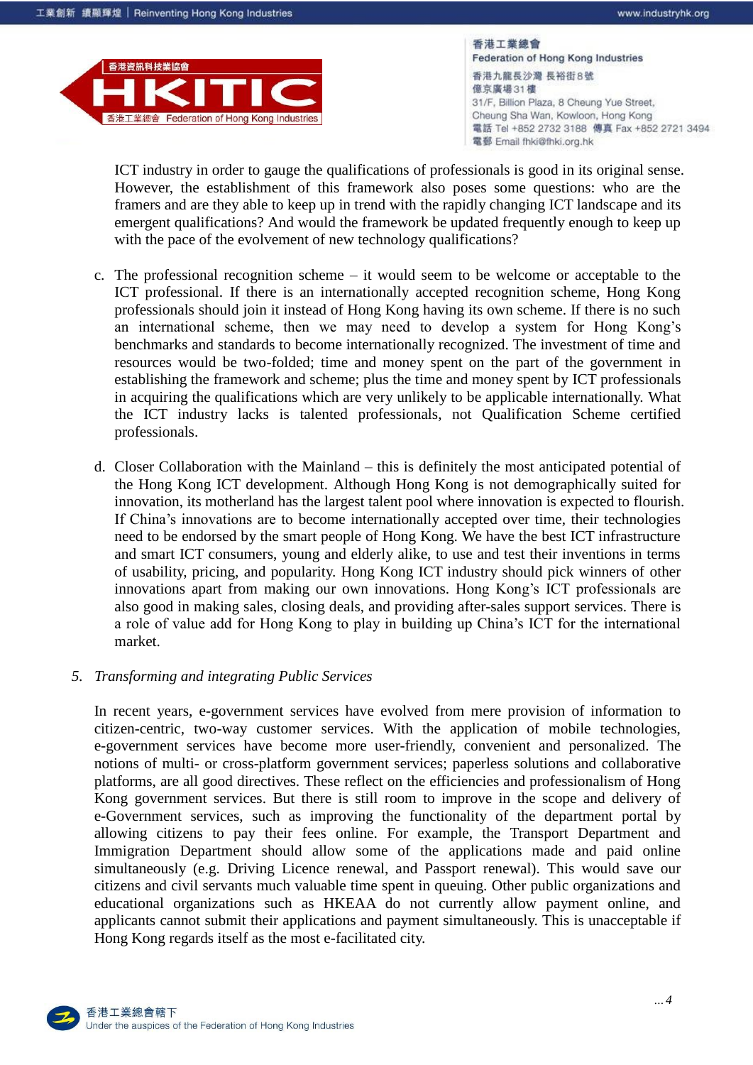ICT industry in order to gauge the qualifications of professionals is good in its original sense. However, the establishment of this framework also poses some questions: who are the framers and are they able to keep up in trend with the rapidly changing ICT landscape and its emergent qualifications? And would the framework be updated frequently enough to keep up with the pace of the evolvement of new technology qualifications?

c. The professional recognition scheme – it would seem to be welcome or acceptable to the ICT professional. If there is an internationally accepted recognition scheme, Hong Kong professionals should join it instead of Hong Kong having its own scheme. If there is no such an international scheme, then we may need to develop a system for Hong Kong's benchmarks and standards to become internationally recognized. The investment of time and resources would be two-folded; time and money spent on the part of the government in establishing the framework and scheme; plus the time and money spent by ICT professionals in acquiring the qualifications which are very unlikely to be applicable internationally. What the ICT industry lacks is talented professionals, not Qualification Scheme certified professionals.

d. Closer Collaboration with the Mainland – this is definitely the most anticipated potential of the Hong Kong ICT development. Although Hong Kong is not demographically suited for innovation, its motherland has the largest talent pool where innovation is expected to flourish. If China's innovations are to become internationally accepted over time, their technologies need to be endorsed by the smart people of Hong Kong. We have the best ICT infrastructure and smart ICT consumers, young and elderly alike, to use and test their inventions in terms of usability, pricing, and popularity. Hong Kong ICT industry should pick winners of other innovations apart from making our own innovations. Hong Kong's ICT professionals are also good in making sales, closing deals, and providing after-sales support services. There is a role of value add for Hong Kong to play in building up China's ICT for the international market.

5. *Transforming and integrating Public Services*

In recent years, e-government services have evolved from mere provision of information to citizen-centric, two-way customer services. With the application of mobile technologies, e-government services have become more user-friendly, convenient and personalized. The notions of multi- or cross-platform government services; paperless solutions and collaborative platforms, are all good directives. These reflect on the efficiencies and professionalism of Hong Kong government services. But there is still room to improve in the scope and delivery of e-Government services, such as improving the functionality of the department portal by allowing citizens to pay their fees online. For example, the Transport Department and Immigration Department should allow some of the applications made and paid online simultaneously (e.g. Driving Licence renewal, and Passport renewal). This would save our citizens and civil servants much valuable time spent in queuing. Other public organizations and educational organizations such as HKEAA do not currently allow payment online, and applicants cannot submit their applications and payment simultaneously. This is unacceptable if Hong Kong regards itself as the most e-facilitated city.

...4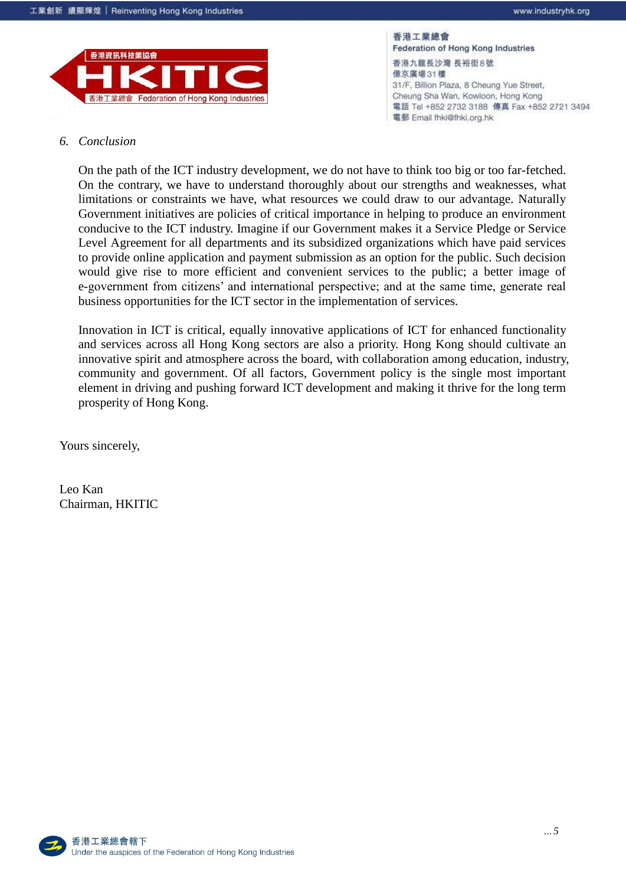*6. Conclusion*

On the path of the ICT industry development, we do not have to think too big or too far-fetched. On the contrary, we have to understand thoroughly about our strengths and weaknesses, what limitations or constraints we have, what resources we could draw to our advantage. Naturally Government initiatives are policies of critical importance in helping to produce an environment conducive to the ICT industry. Imagine if our Government makes it a Service Pledge or Service Level Agreement for all departments and its subsidized organizations which have paid services to provide online application and payment submission as an option for the public. Such decision would give rise to more efficient and convenient services to the public; a better image of e-government from citizens' and international perspective; and at the same time, generate real business opportunities for the ICT sector in the implementation of services.

Innovation in ICT is critical, equally innovative applications of ICT for enhanced functionality and services across all Hong Kong sectors are also a priority. Hong Kong should cultivate an innovative spirit and atmosphere across the board, with collaboration among education, industry, community and government. Of all factors, Government policy is the single most important element in driving and pushing forward ICT development and making it thrive for the long term prosperity of Hong Kong.

Yours sincerely,

Leo Kan
Chairman, HKITIC